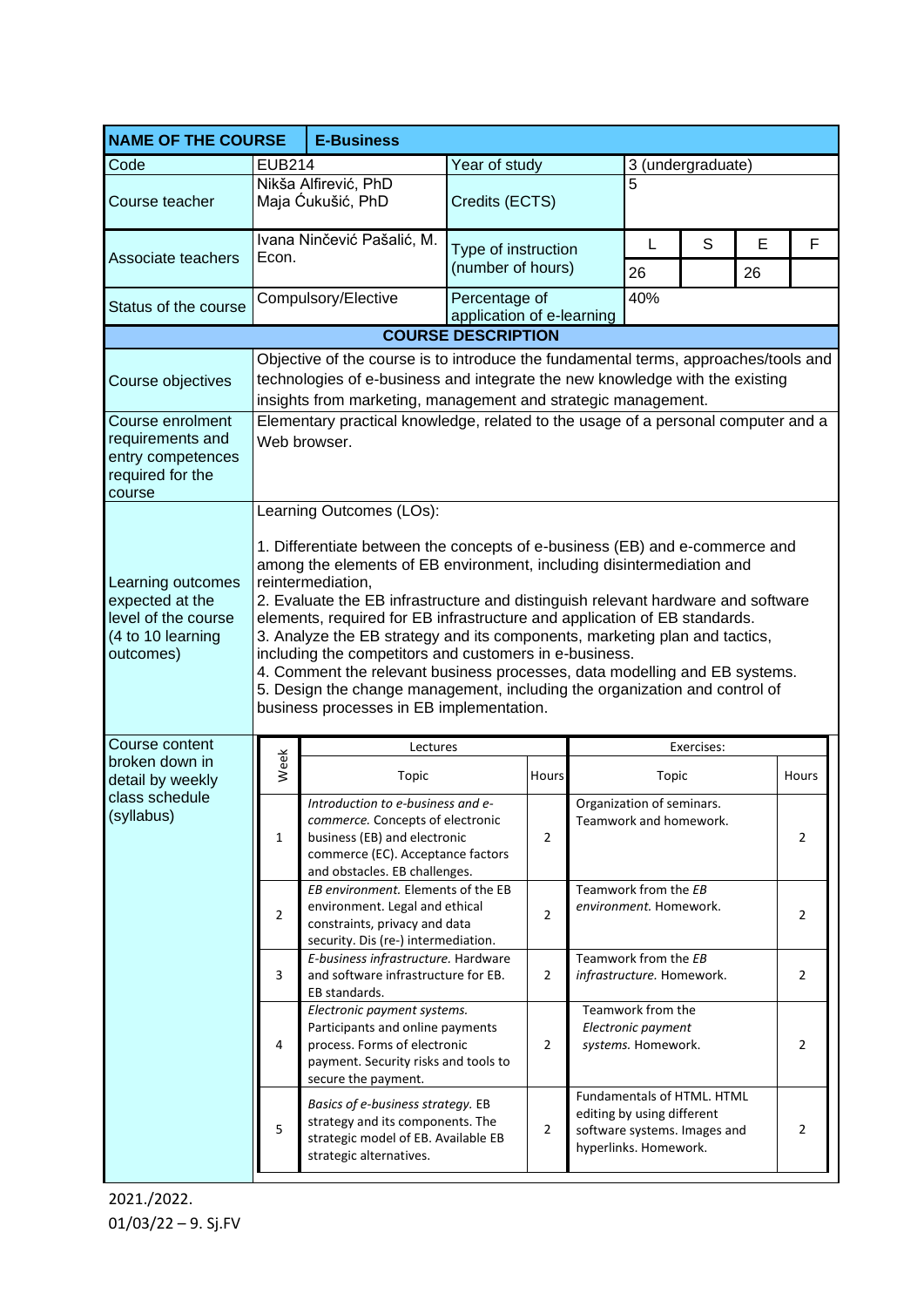| **NAME OF THE COURSE** | **E-Business** | | | | | |
|---|---|---|---|---|---|---|
| Code | EUB214 | Year of study | 3 (undergraduate) | | | |
| Course teacher | Nikša Alfirević, PhD<br>Maja Ćukušić, PhD | Credits (ECTS) | 5 | | | |
| Associate teachers | Ivana Ninčević Pašalić, M. Econ. | Type of instruction (number of hours) | L | S | E | F |
| | | | 26 | | 26 | |
| Status of the course | Compulsory/Elective | Percentage of application of e-learning | 40% | | | |

**COURSE DESCRIPTION**

| | |
|---|---|
| Course objectives | Objective of the course is to introduce the fundamental terms, approaches/tools and technologies of e-business and integrate the new knowledge with the existing insights from marketing, management and strategic management. |
| Course enrolment requirements and entry competences required for the course | Elementary practical knowledge, related to the usage of a personal computer and a Web browser. |
| Learning outcomes expected at the level of the course (4 to 10 learning outcomes) | Learning Outcomes (LOs):<br><br>1. Differentiate between the concepts of e-business (EB) and e-commerce and among the elements of EB environment, including disintermediation and reintermediation,<br>2. Evaluate the EB infrastructure and distinguish relevant hardware and software elements, required for EB infrastructure and application of EB standards.<br>3. Analyze the EB strategy and its components, marketing plan and tactics, including the competitors and customers in e-business.<br>4. Comment the relevant business processes, data modelling and EB systems.<br>5. Design the change management, including the organization and control of business processes in EB implementation. |

Course content broken down in detail by weekly class schedule (syllabus)

| Week | Lectures: Topic | Hours | Exercises: Topic | Hours |
|---|---|---|---|---|
| 1 | *Introduction to e-business and e-commerce.* Concepts of electronic business (EB) and electronic commerce (EC). Acceptance factors and obstacles. EB challenges. | 2 | Organization of seminars. Teamwork and homework. | 2 |
| 2 | *EB environment.* Elements of the EB environment. Legal and ethical constraints, privacy and data security. Dis (re-) intermediation. | 2 | Teamwork from the *EB environment.* Homework. | 2 |
| 3 | *E-business infrastructure.* Hardware and software infrastructure for EB. EB standards. | 2 | Teamwork from the *EB infrastructure.* Homework. | 2 |
| 4 | *Electronic payment systems.* Participants and online payments process. Forms of electronic payment. Security risks and tools to secure the payment. | 2 | Teamwork from the *Electronic payment systems.* Homework. | 2 |
| 5 | *Basics of e-business strategy.* EB strategy and its components. The strategic model of EB. Available EB strategic alternatives. | 2 | Fundamentals of HTML. HTML editing by using different software systems. Images and hyperlinks. Homework. | 2 |

2021./2022.
01/03/22 – 9. Sj.FV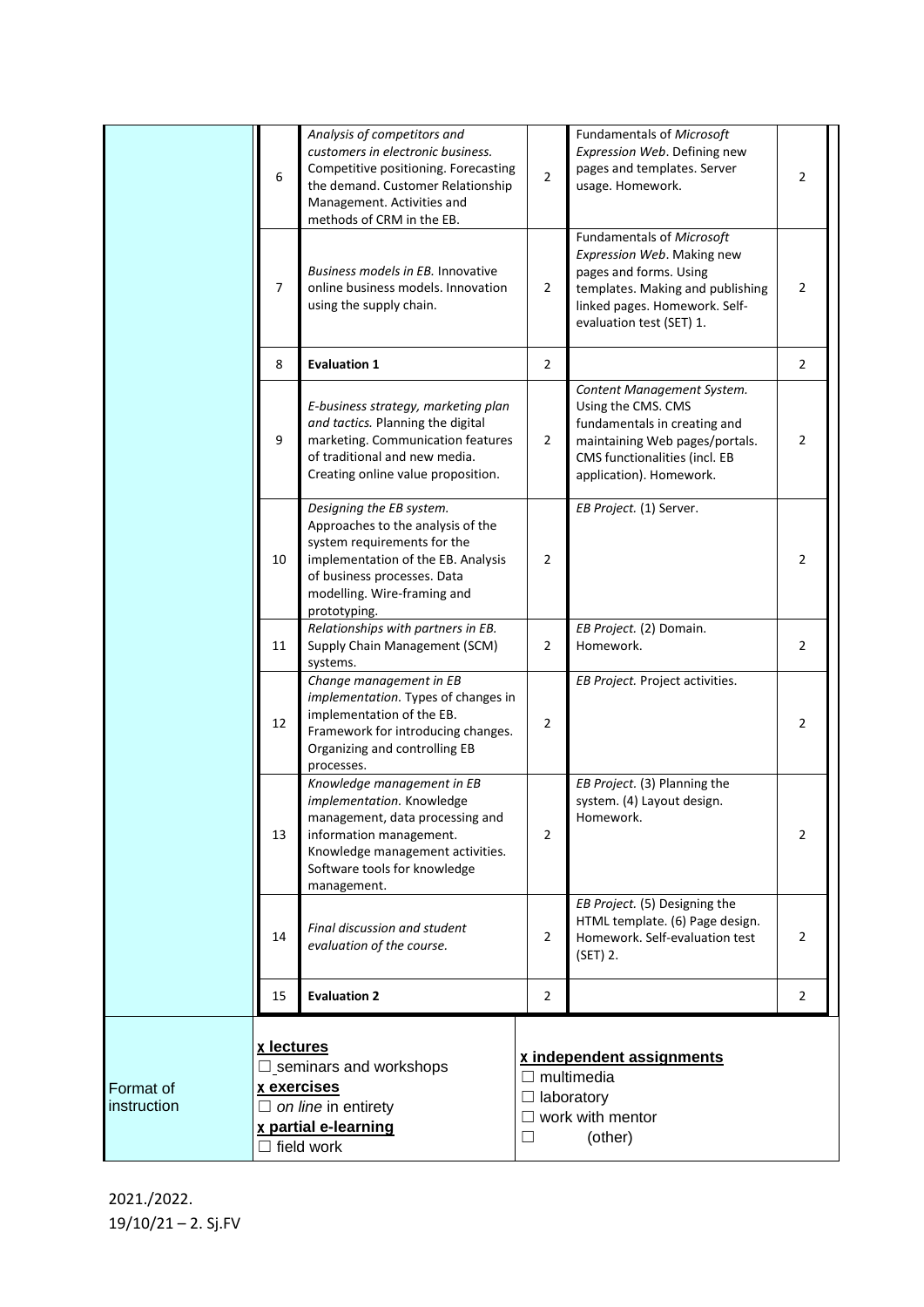| | | | | | |
|---|---|---|---|---|---|
| | 6 | *Analysis of competitors and customers in electronic business.* Competitive positioning. Forecasting the demand. Customer Relationship Management. Activities and methods of CRM in the EB. | 2 | Fundamentals of *Microsoft Expression Web*. Defining new pages and templates. Server usage. Homework. | 2 |
| | 7 | *Business models in EB.* Innovative online business models. Innovation using the supply chain. | 2 | Fundamentals of *Microsoft Expression Web*. Making new pages and forms. Using templates. Making and publishing linked pages. Homework. Self-evaluation test (SET) 1. | 2 |
| | 8 | **Evaluation 1** | 2 | | 2 |
| | 9 | *E-business strategy, marketing plan and tactics.* Planning the digital marketing. Communication features of traditional and new media. Creating online value proposition. | 2 | *Content Management System.* Using the CMS. CMS fundamentals in creating and maintaining Web pages/portals. CMS functionalities (incl. EB application). Homework. | 2 |
| | 10 | *Designing the EB system.* Approaches to the analysis of the system requirements for the implementation of the EB. Analysis of business processes. Data modelling. Wire-framing and prototyping. | 2 | *EB Project.* (1) Server. | 2 |
| | 11 | *Relationships with partners in EB.* Supply Chain Management (SCM) systems. | 2 | *EB Project.* (2) Domain. Homework. | 2 |
| | 12 | *Change management in EB implementation.* Types of changes in implementation of the EB. Framework for introducing changes. Organizing and controlling EB processes. | 2 | *EB Project.* Project activities. | 2 |
| | 13 | *Knowledge management in EB implementation.* Knowledge management, data processing and information management. Knowledge management activities. Software tools for knowledge management. | 2 | *EB Project.* (3) Planning the system. (4) Layout design. Homework. | 2 |
| | 14 | *Final discussion and student evaluation of the course.* | 2 | *EB Project.* (5) Designing the HTML template. (6) Page design. Homework. Self-evaluation test (SET) 2. | 2 |
| | 15 | **Evaluation 2** | 2 | | 2 |

| | | |
|---|---|---|
| Format of instruction | **x lectures**<br>☐ seminars and workshops<br>**x exercises**<br>☐ *on line* in entirety<br>**x partial e-learning**<br>☐ field work | **x independent assignments**<br>☐ multimedia<br>☐ laboratory<br>☐ work with mentor<br>☐ (other) |

2021./2022.
19/10/21 – 2. Sj.FV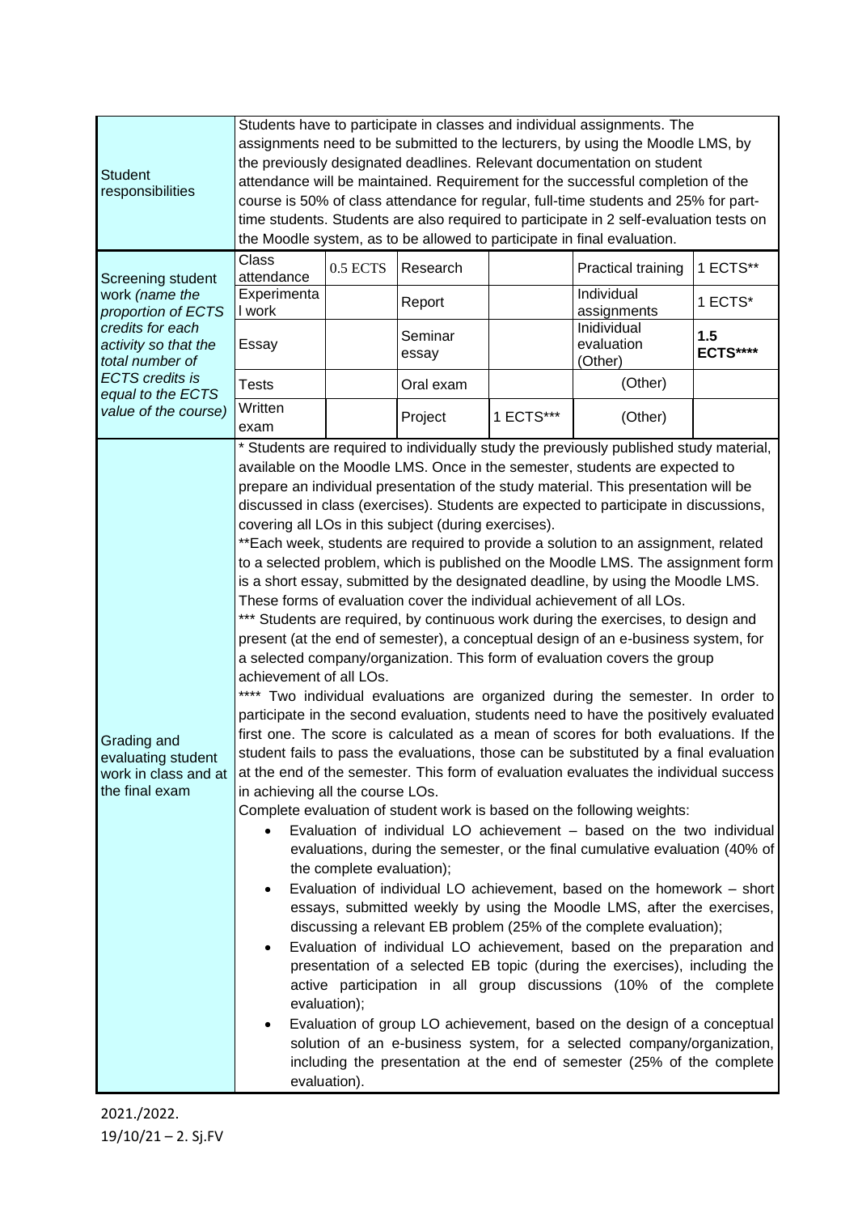| Student responsibilities | Students have to participate in classes and individual assignments. The assignments need to be submitted to the lecturers, by using the Moodle LMS, by the previously designated deadlines. Relevant documentation on student attendance will be maintained. Requirement for the successful completion of the course is 50% of class attendance for regular, full-time students and 25% for part-time students. Students are also required to participate in 2 self-evaluation tests on the Moodle system, as to be allowed to participate in final evaluation. | | | | | |
|---|---|---|---|---|---|---|
| Screening student work *(name the proportion of ECTS credits for each activity so that the total number of ECTS credits is equal to the ECTS value of the course)* | Class attendance | 0.5 ECTS | Research | | Practical training | 1 ECTS** |
| | Experimental work | | Report | | Individual assignments | 1 ECTS* |
| | Essay | | Seminar essay | | Inidividual evaluation (Other) | **1.5 ECTS\*\*\*\*** |
| | Tests | | Oral exam | | (Other) | |
| | Written exam | | Project | 1 ECTS*** | (Other) | |

**Grading and evaluating student work in class and at the final exam**

* Students are required to individually study the previously published study material, available on the Moodle LMS. Once in the semester, students are expected to prepare an individual presentation of the study material. This presentation will be discussed in class (exercises). Students are expected to participate in discussions, covering all LOs in this subject (during exercises).

**Each week, students are required to provide a solution to an assignment, related to a selected problem, which is published on the Moodle LMS. The assignment form is a short essay, submitted by the designated deadline, by using the Moodle LMS. These forms of evaluation cover the individual achievement of all LOs.

*** Students are required, by continuous work during the exercises, to design and present (at the end of semester), a conceptual design of an e-business system, for a selected company/organization. This form of evaluation covers the group achievement of all LOs.

**** Two individual evaluations are organized during the semester. In order to participate in the second evaluation, students need to have the positively evaluated first one. The score is calculated as a mean of scores for both evaluations. If the student fails to pass the evaluations, those can be substituted by a final evaluation at the end of the semester. This form of evaluation evaluates the individual success in achieving all the course LOs.

Complete evaluation of student work is based on the following weights:

- Evaluation of individual LO achievement – based on the two individual evaluations, during the semester, or the final cumulative evaluation (40% of the complete evaluation);
- Evaluation of individual LO achievement, based on the homework – short essays, submitted weekly by using the Moodle LMS, after the exercises, discussing a relevant EB problem (25% of the complete evaluation);
- Evaluation of individual LO achievement, based on the preparation and presentation of a selected EB topic (during the exercises), including the active participation in all group discussions (10% of the complete evaluation);
- Evaluation of group LO achievement, based on the design of a conceptual solution of an e-business system, for a selected company/organization, including the presentation at the end of semester (25% of the complete evaluation).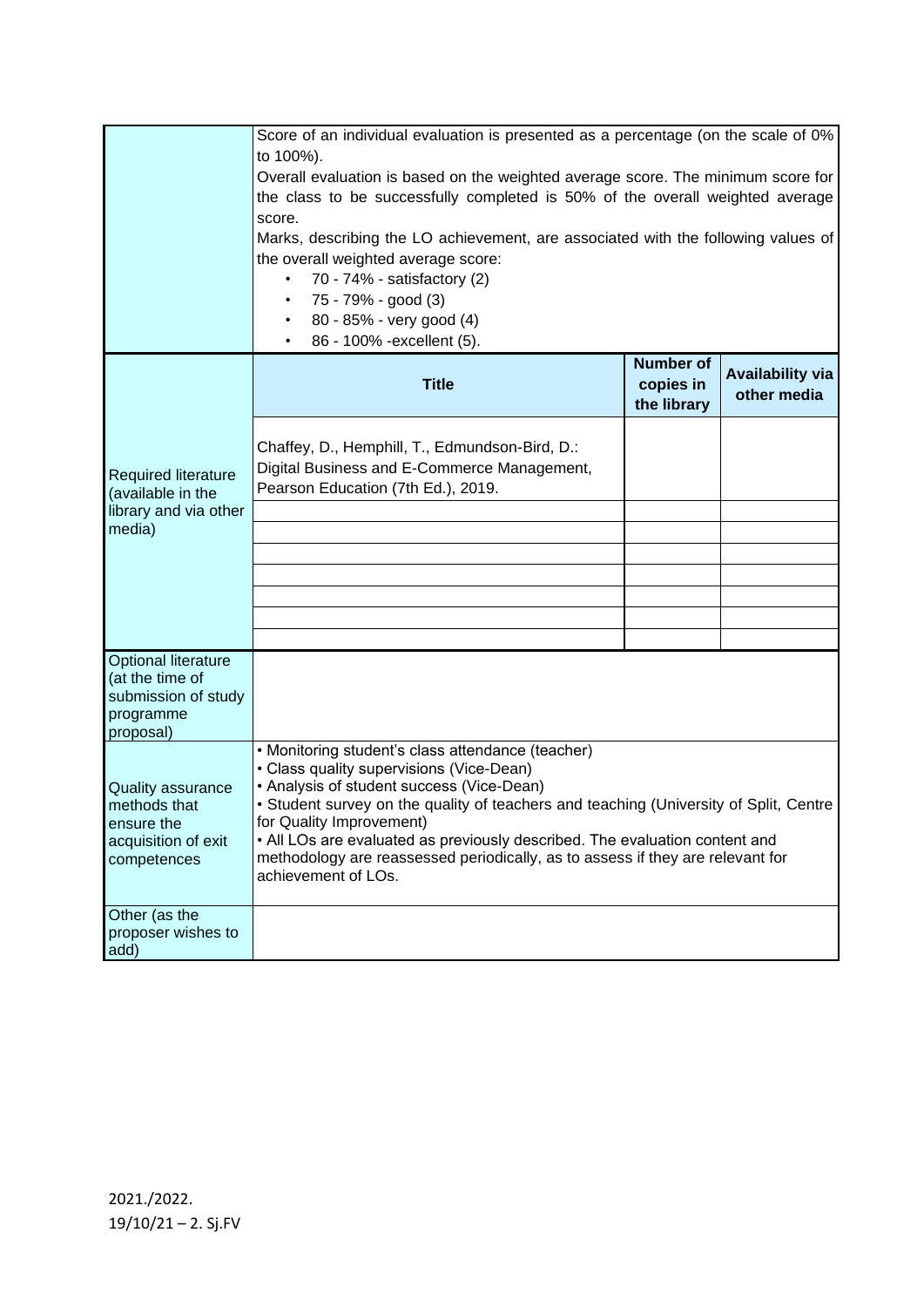| | | | |
|---|---|---|---|
| | Score of an individual evaluation is presented as a percentage (on the scale of 0% to 100%).<br>Overall evaluation is based on the weighted average score. The minimum score for the class to be successfully completed is 50% of the overall weighted average score.<br>Marks, describing the LO achievement, are associated with the following values of the overall weighted average score:<br>• 70 - 74% - satisfactory (2)<br>• 75 - 79% - good (3)<br>• 80 - 85% - very good (4)<br>• 86 - 100% -excellent (5). | | |
| Required literature (available in the library and via other media) | **Title** | **Number of copies in the library** | **Availability via other media** |
| | Chaffey, D., Hemphill, T., Edmundson-Bird, D.: Digital Business and E-Commerce Management, Pearson Education (7th Ed.), 2019. | | |
| | | | |
| | | | |
| | | | |
| | | | |
| | | | |
| | | | |
| | | | |
| Optional literature (at the time of submission of study programme proposal) | | | |
| Quality assurance methods that ensure the acquisition of exit competences | • Monitoring student's class attendance (teacher)<br>• Class quality supervisions (Vice-Dean)<br>• Analysis of student success (Vice-Dean)<br>• Student survey on the quality of teachers and teaching (University of Split, Centre for Quality Improvement)<br>• All LOs are evaluated as previously described. The evaluation content and methodology are reassessed periodically, as to assess if they are relevant for achievement of LOs. | | |
| Other (as the proposer wishes to add) | | | |

2021./2022.
19/10/21 – 2. Sj.FV